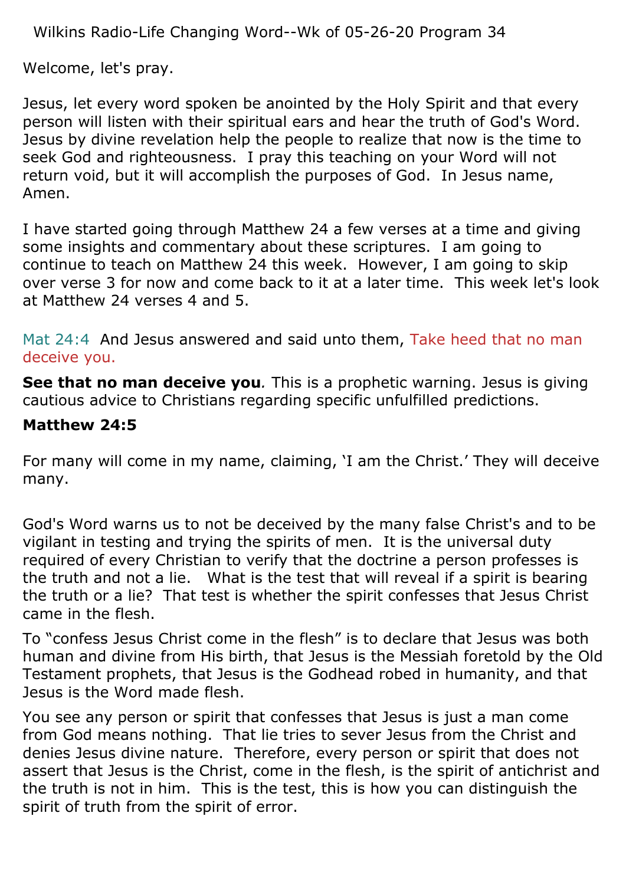Wilkins Radio-Life Changing Word--Wk of 05-26-20 Program 34

Welcome, let's pray.

Jesus, let every word spoken be anointed by the Holy Spirit and that every person will listen with their spiritual ears and hear the truth of God's Word. Jesus by divine revelation help the people to realize that now is the time to seek God and righteousness. I pray this teaching on your Word will not return void, but it will accomplish the purposes of God. In Jesus name, Amen.

I have started going through Matthew 24 a few verses at a time and giving some insights and commentary about these scriptures. I am going to continue to teach on Matthew 24 this week. However, I am going to skip over verse 3 for now and come back to it at a later time. This week let's look at Matthew 24 verses 4 and 5.

Mat 24:4 And Jesus answered and said unto them, Take heed that no man deceive you.

**See that no man deceive you***.* This is a prophetic warning. Jesus is giving cautious advice to Christians regarding specific unfulfilled predictions.

**Matthew 24:5**

For many will come in my name, claiming, 'I am the Christ.' They will deceive many.

God's Word warns us to not be deceived by the many false Christ's and to be vigilant in testing and trying the spirits of men. It is the universal duty required of every Christian to verify that the doctrine a person professes is the truth and not a lie. What is the test that will reveal if a spirit is bearing the truth or a lie? That test is whether the spirit confesses that Jesus Christ came in the flesh.

To "confess Jesus Christ come in the flesh" is to declare that Jesus was both human and divine from His birth, that Jesus is the Messiah foretold by the Old Testament prophets, that Jesus is the Godhead robed in humanity, and that Jesus is the Word made flesh.

You see any person or spirit that confesses that Jesus is just a man come from God means nothing. That lie tries to sever Jesus from the Christ and denies Jesus divine nature. Therefore, every person or spirit that does not assert that Jesus is the Christ, come in the flesh, is the spirit of antichrist and the truth is not in him. This is the test, this is how you can distinguish the spirit of truth from the spirit of error.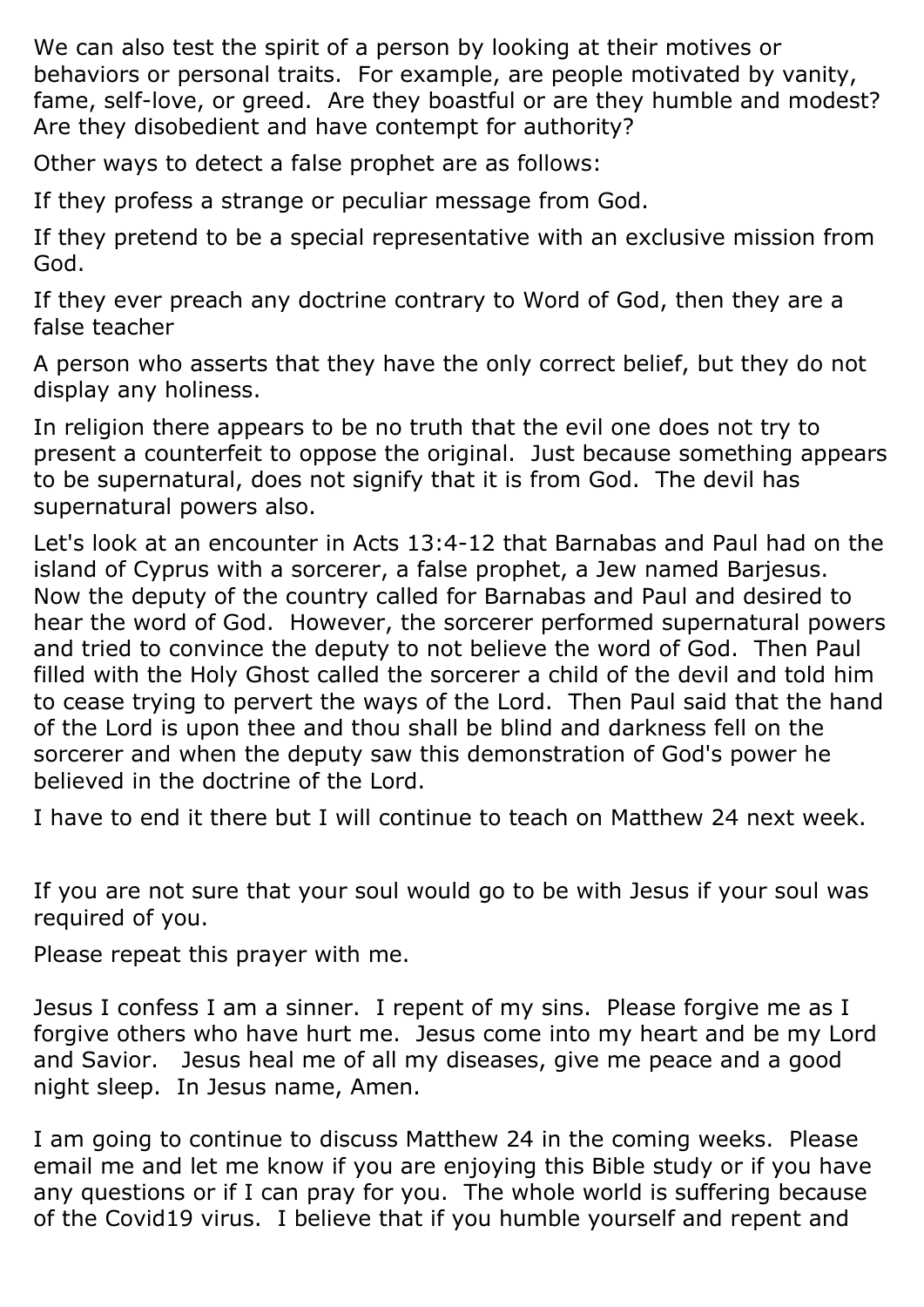We can also test the spirit of a person by looking at their motives or behaviors or personal traits. For example, are people motivated by vanity, fame, self-love, or greed. Are they boastful or are they humble and modest? Are they disobedient and have contempt for authority?

Other ways to detect a false prophet are as follows:

If they profess a strange or peculiar message from God.

If they pretend to be a special representative with an exclusive mission from God.

If they ever preach any doctrine contrary to Word of God, then they are a false teacher

A person who asserts that they have the only correct belief, but they do not display any holiness.

In religion there appears to be no truth that the evil one does not try to present a counterfeit to oppose the original. Just because something appears to be supernatural, does not signify that it is from God. The devil has supernatural powers also.

Let's look at an encounter in Acts 13:4-12 that Barnabas and Paul had on the island of Cyprus with a sorcerer, a false prophet, a Jew named Barjesus. Now the deputy of the country called for Barnabas and Paul and desired to hear the word of God. However, the sorcerer performed supernatural powers and tried to convince the deputy to not believe the word of God. Then Paul filled with the Holy Ghost called the sorcerer a child of the devil and told him to cease trying to pervert the ways of the Lord. Then Paul said that the hand of the Lord is upon thee and thou shall be blind and darkness fell on the sorcerer and when the deputy saw this demonstration of God's power he believed in the doctrine of the Lord.

I have to end it there but I will continue to teach on Matthew 24 next week.

If you are not sure that your soul would go to be with Jesus if your soul was required of you.

Please repeat this prayer with me.

Jesus I confess I am a sinner. I repent of my sins. Please forgive me as I forgive others who have hurt me. Jesus come into my heart and be my Lord and Savior. Jesus heal me of all my diseases, give me peace and a good night sleep. In Jesus name, Amen.

I am going to continue to discuss Matthew 24 in the coming weeks. Please email me and let me know if you are enjoying this Bible study or if you have any questions or if I can pray for you. The whole world is suffering because of the Covid19 virus. I believe that if you humble yourself and repent and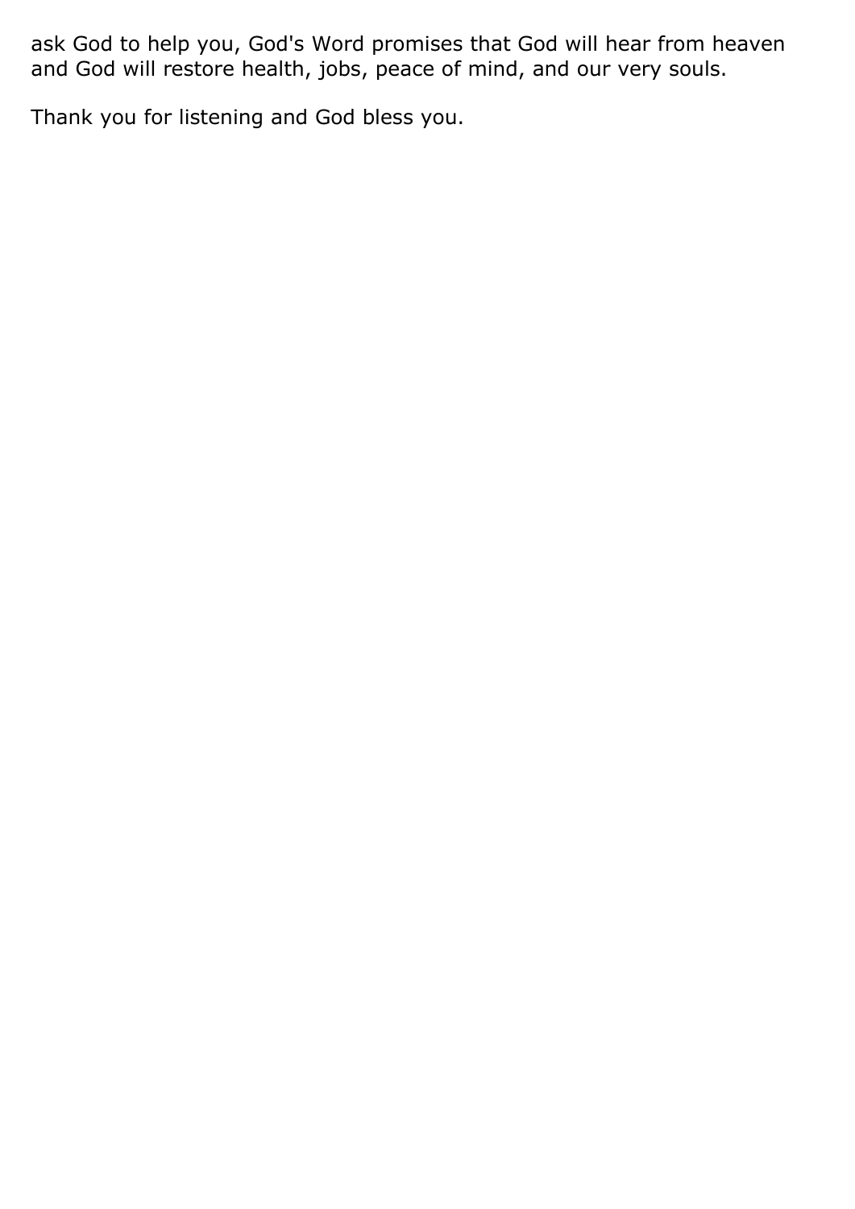ask God to help you, God's Word promises that God will hear from heaven and God will restore health, jobs, peace of mind, and our very souls.

Thank you for listening and God bless you.